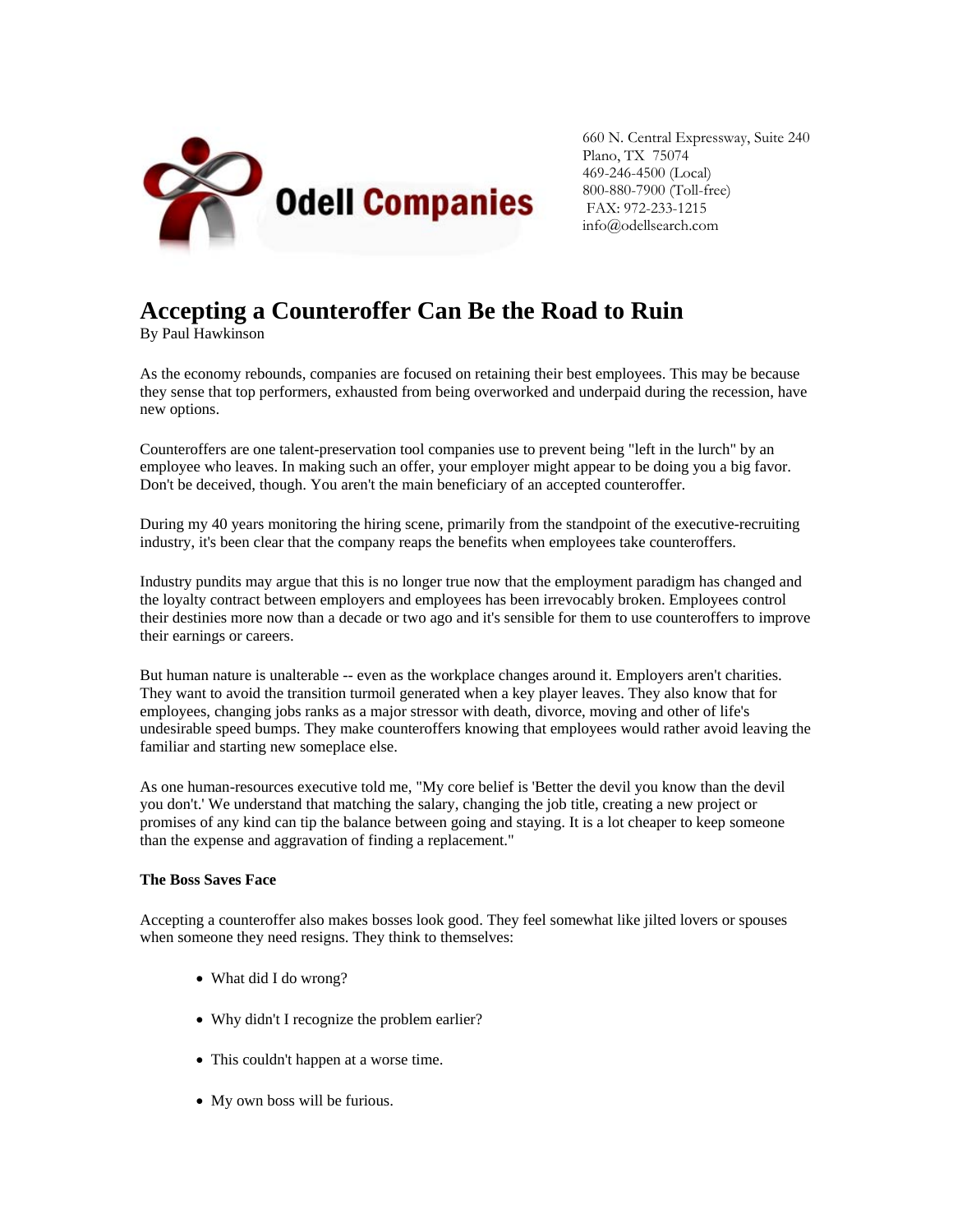Odell Companies

660 N. Central Expressway, Suite 240
Plano, TX 75074
469-246-4500 (Local)
800-880-7900 (Toll-free)
FAX: 972-233-1215
info@odellsearch.com

# Accepting a Counteroffer Can Be the Road to Ruin

By Paul Hawkinson

As the economy rebounds, companies are focused on retaining their best employees. This may be because they sense that top performers, exhausted from being overworked and underpaid during the recession, have new options.

Counteroffers are one talent-preservation tool companies use to prevent being "left in the lurch" by an employee who leaves. In making such an offer, your employer might appear to be doing you a big favor. Don't be deceived, though. You aren't the main beneficiary of an accepted counteroffer.

During my 40 years monitoring the hiring scene, primarily from the standpoint of the executive-recruiting industry, it's been clear that the company reaps the benefits when employees take counteroffers.

Industry pundits may argue that this is no longer true now that the employment paradigm has changed and the loyalty contract between employers and employees has been irrevocably broken. Employees control their destinies more now than a decade or two ago and it's sensible for them to use counteroffers to improve their earnings or careers.

But human nature is unalterable -- even as the workplace changes around it. Employers aren't charities. They want to avoid the transition turmoil generated when a key player leaves. They also know that for employees, changing jobs ranks as a major stressor with death, divorce, moving and other of life's undesirable speed bumps. They make counteroffers knowing that employees would rather avoid leaving the familiar and starting new someplace else.

As one human-resources executive told me, "My core belief is 'Better the devil you know than the devil you don't.' We understand that matching the salary, changing the job title, creating a new project or promises of any kind can tip the balance between going and staying. It is a lot cheaper to keep someone than the expense and aggravation of finding a replacement."

**The Boss Saves Face**

Accepting a counteroffer also makes bosses look good. They feel somewhat like jilted lovers or spouses when someone they need resigns. They think to themselves:

- What did I do wrong?
- Why didn't I recognize the problem earlier?
- This couldn't happen at a worse time.
- My own boss will be furious.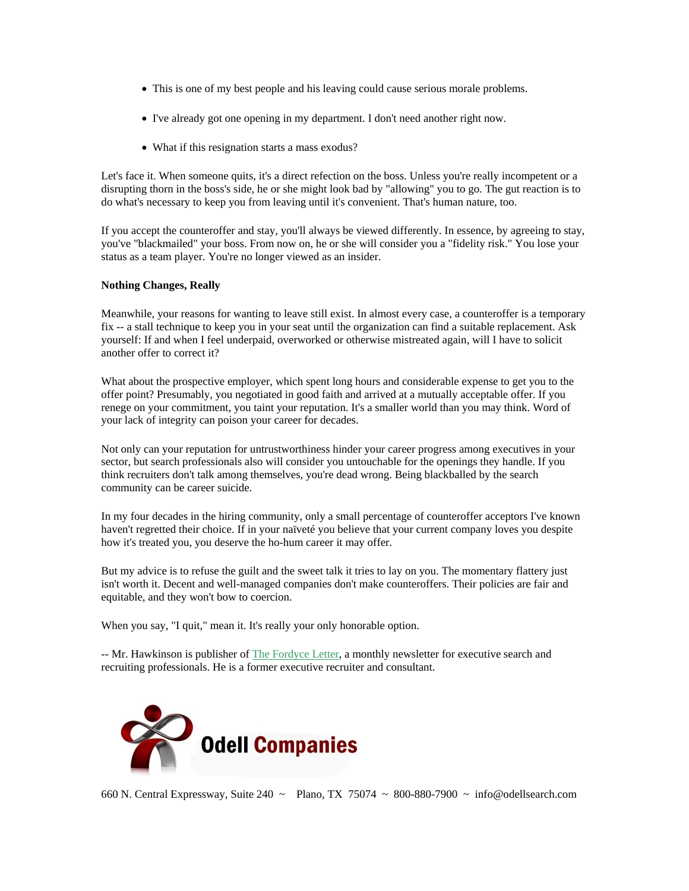- This is one of my best people and his leaving could cause serious morale problems.
- I've already got one opening in my department. I don't need another right now.
- What if this resignation starts a mass exodus?

Let's face it. When someone quits, it's a direct refection on the boss. Unless you're really incompetent or a disrupting thorn in the boss's side, he or she might look bad by "allowing" you to go. The gut reaction is to do what's necessary to keep you from leaving until it's convenient. That's human nature, too.

If you accept the counteroffer and stay, you'll always be viewed differently. In essence, by agreeing to stay, you've "blackmailed" your boss. From now on, he or she will consider you a "fidelity risk." You lose your status as a team player. You're no longer viewed as an insider.

**Nothing Changes, Really**

Meanwhile, your reasons for wanting to leave still exist. In almost every case, a counteroffer is a temporary fix -- a stall technique to keep you in your seat until the organization can find a suitable replacement. Ask yourself: If and when I feel underpaid, overworked or otherwise mistreated again, will I have to solicit another offer to correct it?

What about the prospective employer, which spent long hours and considerable expense to get you to the offer point? Presumably, you negotiated in good faith and arrived at a mutually acceptable offer. If you renege on your commitment, you taint your reputation. It's a smaller world than you may think. Word of your lack of integrity can poison your career for decades.

Not only can your reputation for untrustworthiness hinder your career progress among executives in your sector, but search professionals also will consider you untouchable for the openings they handle. If you think recruiters don't talk among themselves, you're dead wrong. Being blackballed by the search community can be career suicide.

In my four decades in the hiring community, only a small percentage of counteroffer acceptors I've known haven't regretted their choice. If in your naïveté you believe that your current company loves you despite how it's treated you, you deserve the ho-hum career it may offer.

But my advice is to refuse the guilt and the sweet talk it tries to lay on you. The momentary flattery just isn't worth it. Decent and well-managed companies don't make counteroffers. Their policies are fair and equitable, and they won't bow to coercion.

When you say, "I quit," mean it. It's really your only honorable option.

-- Mr. Hawkinson is publisher of The Fordyce Letter, a monthly newsletter for executive search and recruiting professionals. He is a former executive recruiter and consultant.

Odell Companies

660 N. Central Expressway, Suite 240 ~ Plano, TX 75074 ~ 800-880-7900 ~ info@odellsearch.com